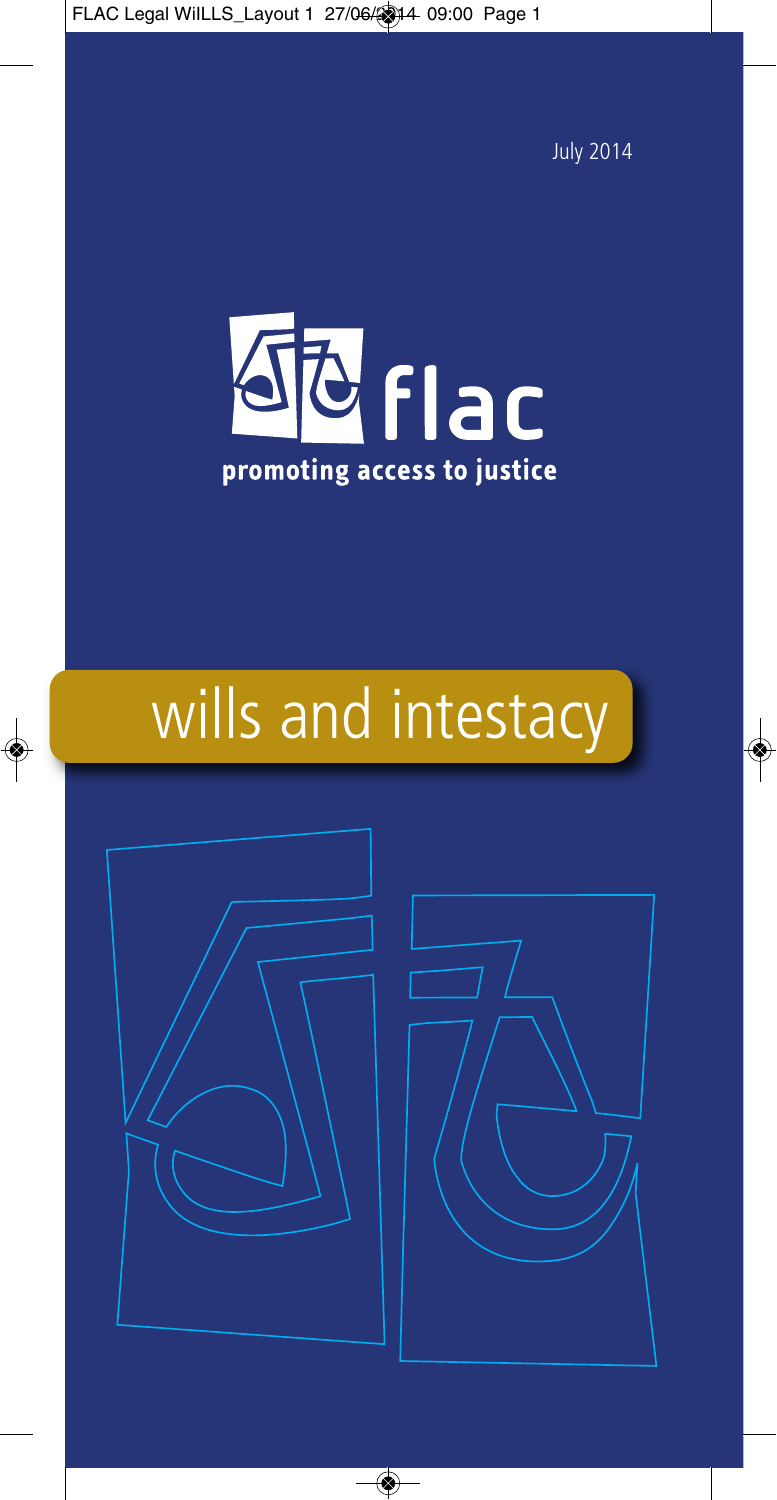July 2014

flac

promoting access to justice

# wills and intestacy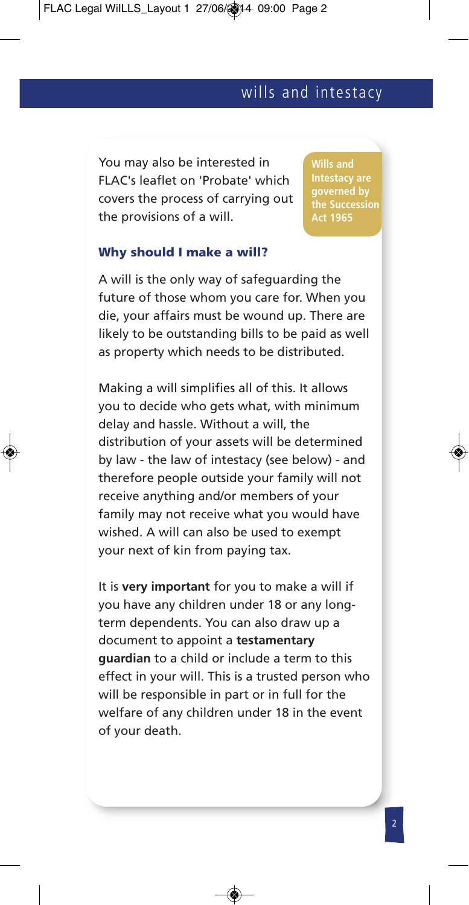You may also be interested in FLAC's leaflet on 'Probate' which covers the process of carrying out the provisions of a will.

**Wills and Intestacy are governed by the Succession Act 1965**

### Why should I make a will?

A will is the only way of safeguarding the future of those whom you care for. When you die, your affairs must be wound up. There are likely to be outstanding bills to be paid as well as property which needs to be distributed.

Making a will simplifies all of this. It allows you to decide who gets what, with minimum delay and hassle. Without a will, the distribution of your assets will be determined by law - the law of intestacy (see below) - and therefore people outside your family will not receive anything and/or members of your family may not receive what you would have wished. A will can also be used to exempt your next of kin from paying tax.

It is **very important** for you to make a will if you have any children under 18 or any long-term dependents. You can also draw up a document to appoint a **testamentary guardian** to a child or include a term to this effect in your will. This is a trusted person who will be responsible in part or in full for the welfare of any children under 18 in the event of your death.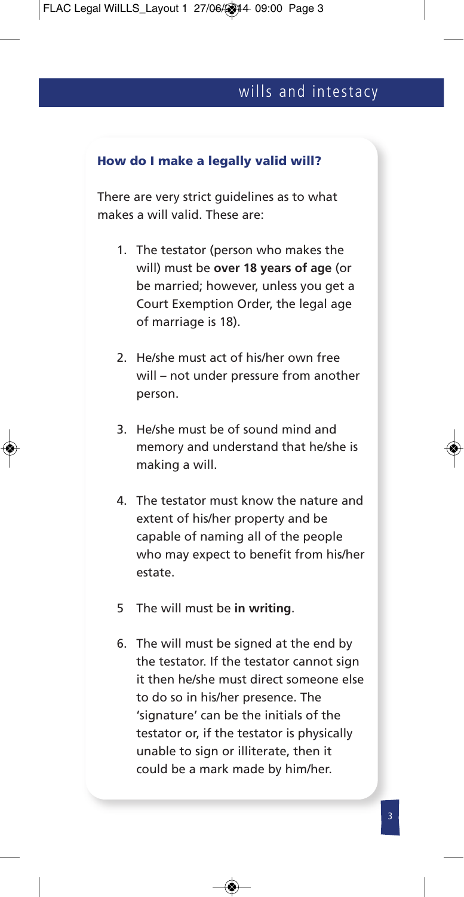## How do I make a legally valid will?

There are very strict guidelines as to what makes a will valid. These are:

1. The testator (person who makes the will) must be **over 18 years of age** (or be married; however, unless you get a Court Exemption Order, the legal age of marriage is 18).

2. He/she must act of his/her own free will – not under pressure from another person.

3. He/she must be of sound mind and memory and understand that he/she is making a will.

4. The testator must know the nature and extent of his/her property and be capable of naming all of the people who may expect to benefit from his/her estate.

5. The will must be **in writing**.

6. The will must be signed at the end by the testator. If the testator cannot sign it then he/she must direct someone else to do so in his/her presence. The 'signature' can be the initials of the testator or, if the testator is physically unable to sign or illiterate, then it could be a mark made by him/her.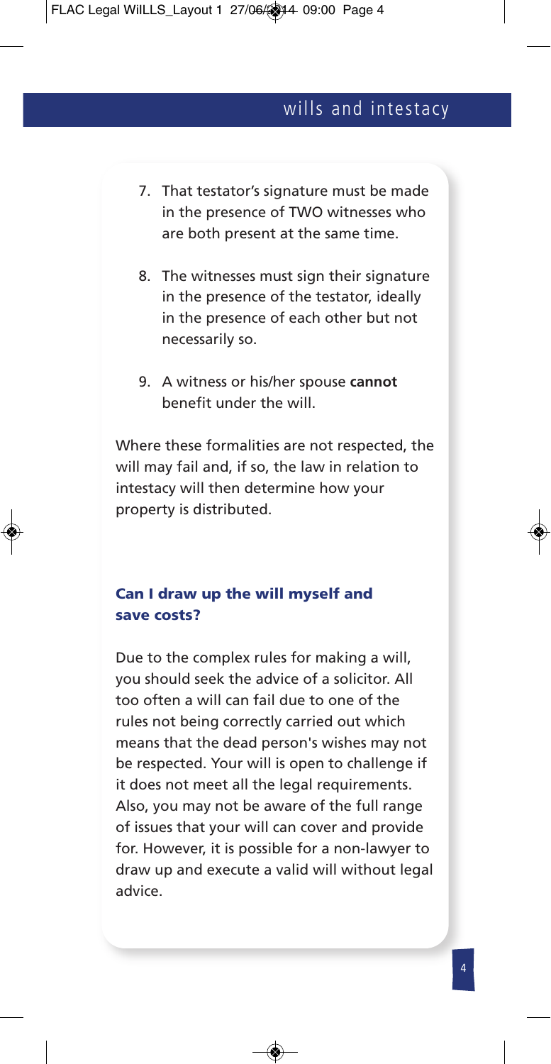7. That testator's signature must be made in the presence of TWO witnesses who are both present at the same time.

8. The witnesses must sign their signature in the presence of the testator, ideally in the presence of each other but not necessarily so.

9. A witness or his/her spouse **cannot** benefit under the will.

Where these formalities are not respected, the will may fail and, if so, the law in relation to intestacy will then determine how your property is distributed.

## Can I draw up the will myself and save costs?

Due to the complex rules for making a will, you should seek the advice of a solicitor. All too often a will can fail due to one of the rules not being correctly carried out which means that the dead person's wishes may not be respected. Your will is open to challenge if it does not meet all the legal requirements. Also, you may not be aware of the full range of issues that your will can cover and provide for. However, it is possible for a non-lawyer to draw up and execute a valid will without legal advice.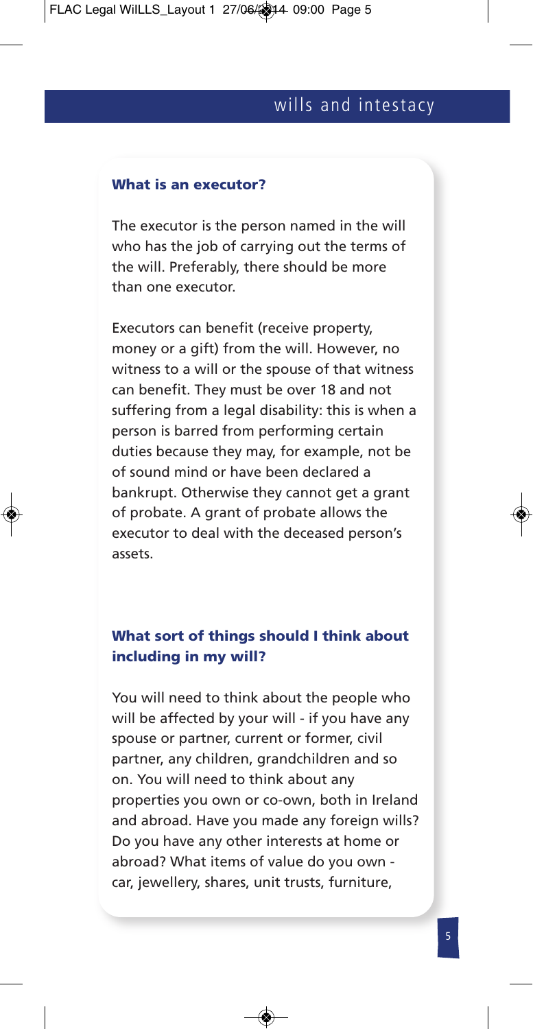### What is an executor?

The executor is the person named in the will who has the job of carrying out the terms of the will. Preferably, there should be more than one executor.

Executors can benefit (receive property, money or a gift) from the will. However, no witness to a will or the spouse of that witness can benefit. They must be over 18 and not suffering from a legal disability: this is when a person is barred from performing certain duties because they may, for example, not be of sound mind or have been declared a bankrupt. Otherwise they cannot get a grant of probate. A grant of probate allows the executor to deal with the deceased person's assets.

### What sort of things should I think about including in my will?

You will need to think about the people who will be affected by your will - if you have any spouse or partner, current or former, civil partner, any children, grandchildren and so on. You will need to think about any properties you own or co-own, both in Ireland and abroad. Have you made any foreign wills? Do you have any other interests at home or abroad? What items of value do you own - car, jewellery, shares, unit trusts, furniture,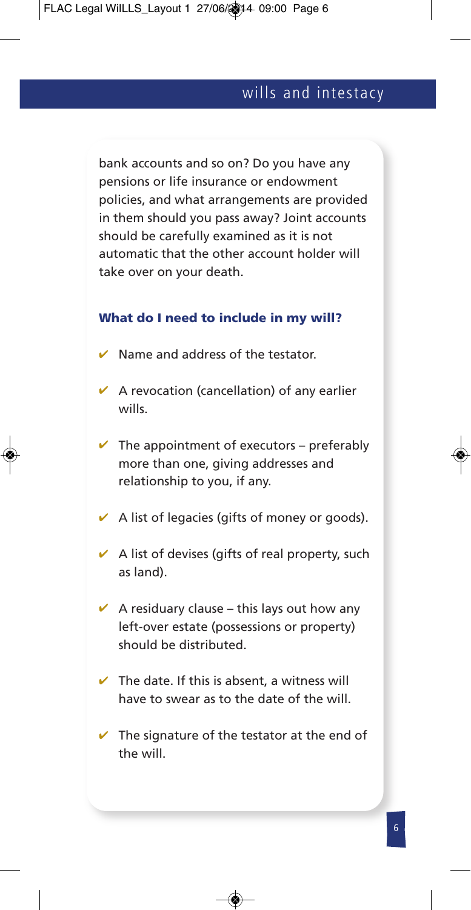bank accounts and so on? Do you have any pensions or life insurance or endowment policies, and what arrangements are provided in them should you pass away? Joint accounts should be carefully examined as it is not automatic that the other account holder will take over on your death.

### What do I need to include in my will?

- ✔ Name and address of the testator.
- ✔ A revocation (cancellation) of any earlier wills.
- ✔ The appointment of executors – preferably more than one, giving addresses and relationship to you, if any.
- ✔ A list of legacies (gifts of money or goods).
- ✔ A list of devises (gifts of real property, such as land).
- ✔ A residuary clause – this lays out how any left-over estate (possessions or property) should be distributed.
- ✔ The date. If this is absent, a witness will have to swear as to the date of the will.
- ✔ The signature of the testator at the end of the will.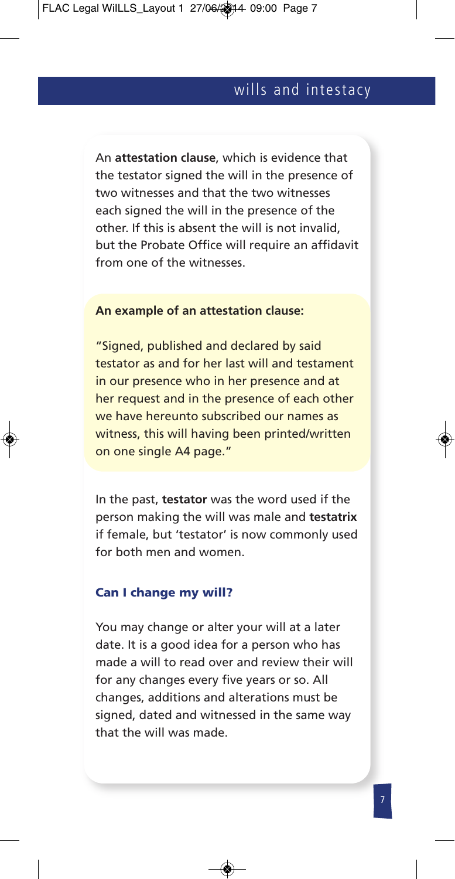An **attestation clause**, which is evidence that the testator signed the will in the presence of two witnesses and that the two witnesses each signed the will in the presence of the other. If this is absent the will is not invalid, but the Probate Office will require an affidavit from one of the witnesses.

**An example of an attestation clause:**

"Signed, published and declared by said testator as and for her last will and testament in our presence who in her presence and at her request and in the presence of each other we have hereunto subscribed our names as witness, this will having been printed/written on one single A4 page."

In the past, **testator** was the word used if the person making the will was male and **testatrix** if female, but 'testator' is now commonly used for both men and women.

### Can I change my will?

You may change or alter your will at a later date. It is a good idea for a person who has made a will to read over and review their will for any changes every five years or so. All changes, additions and alterations must be signed, dated and witnessed in the same way that the will was made.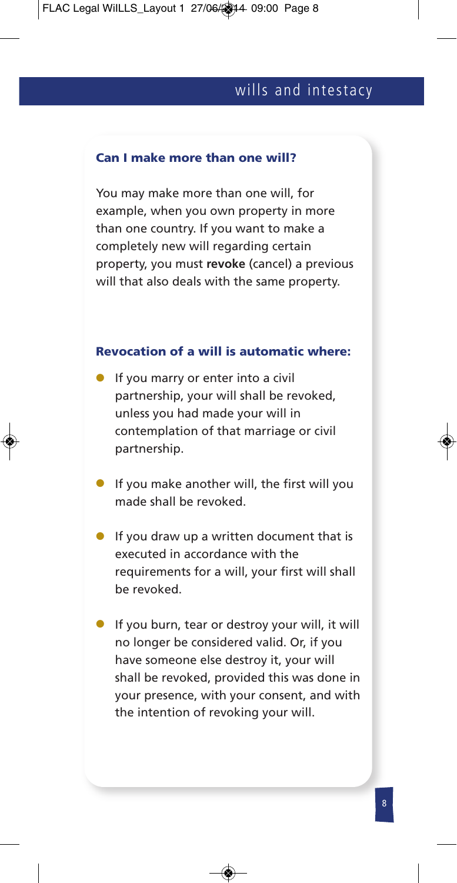### Can I make more than one will?

You may make more than one will, for example, when you own property in more than one country. If you want to make a completely new will regarding certain property, you must **revoke** (cancel) a previous will that also deals with the same property.

### Revocation of a will is automatic where:

- If you marry or enter into a civil partnership, your will shall be revoked, unless you had made your will in contemplation of that marriage or civil partnership.
- If you make another will, the first will you made shall be revoked.
- If you draw up a written document that is executed in accordance with the requirements for a will, your first will shall be revoked.
- If you burn, tear or destroy your will, it will no longer be considered valid. Or, if you have someone else destroy it, your will shall be revoked, provided this was done in your presence, with your consent, and with the intention of revoking your will.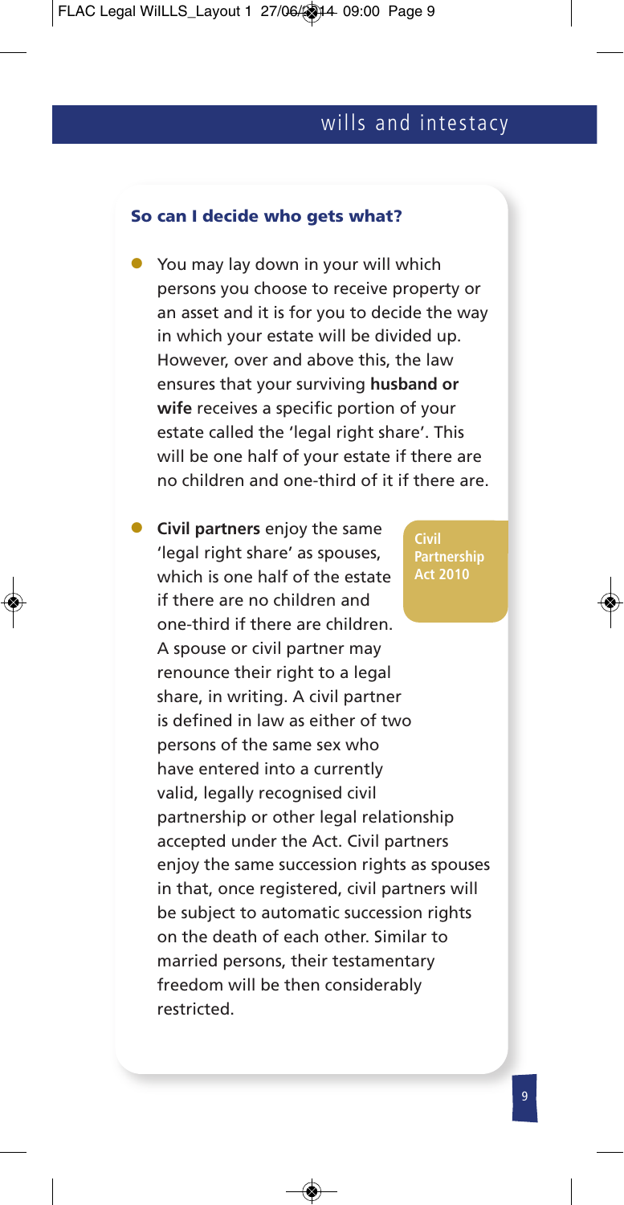### So can I decide who gets what?

- You may lay down in your will which persons you choose to receive property or an asset and it is for you to decide the way in which your estate will be divided up. However, over and above this, the law ensures that your surviving **husband or wife** receives a specific portion of your estate called the 'legal right share'. This will be one half of your estate if there are no children and one-third of it if there are.

- **Civil partners** enjoy the same 'legal right share' as spouses, which is one half of the estate if there are no children and one-third if there are children. A spouse or civil partner may renounce their right to a legal share, in writing. A civil partner is defined in law as either of two persons of the same sex who have entered into a currently valid, legally recognised civil partnership or other legal relationship accepted under the Act. Civil partners enjoy the same succession rights as spouses in that, once registered, civil partners will be subject to automatic succession rights on the death of each other. Similar to married persons, their testamentary freedom will be then considerably restricted.

**Civil Partnership Act 2010**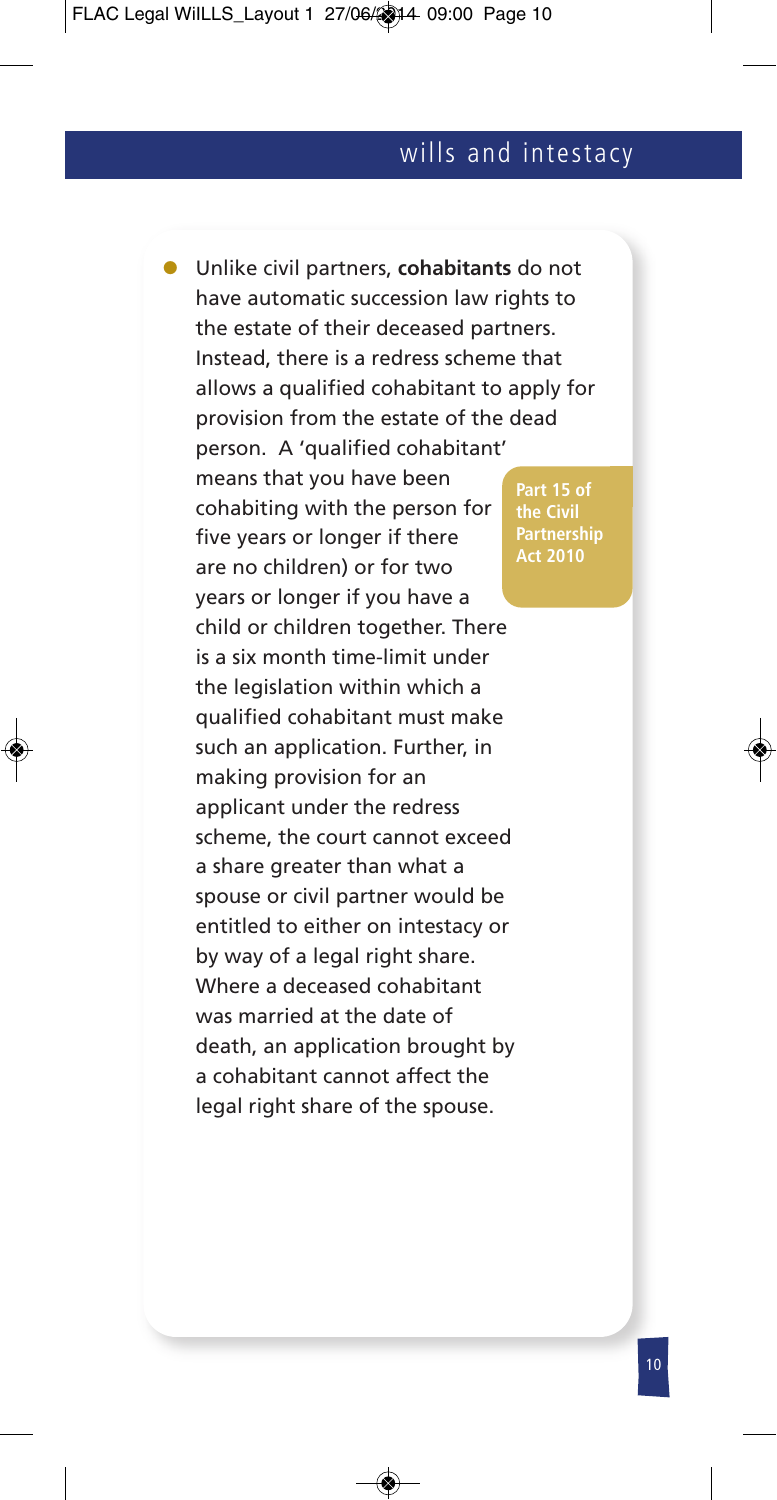- Unlike civil partners, **cohabitants** do not have automatic succession law rights to the estate of their deceased partners. Instead, there is a redress scheme that allows a qualified cohabitant to apply for provision from the estate of the dead person. A 'qualified cohabitant' means that you have been cohabiting with the person for five years or longer if there are no children) or for two years or longer if you have a child or children together. There is a six month time-limit under the legislation within which a qualified cohabitant must make such an application. Further, in making provision for an applicant under the redress scheme, the court cannot exceed a share greater than what a spouse or civil partner would be entitled to either on intestacy or by way of a legal right share. Where a deceased cohabitant was married at the date of death, an application brought by a cohabitant cannot affect the legal right share of the spouse.

**Part 15 of the Civil Partnership Act 2010**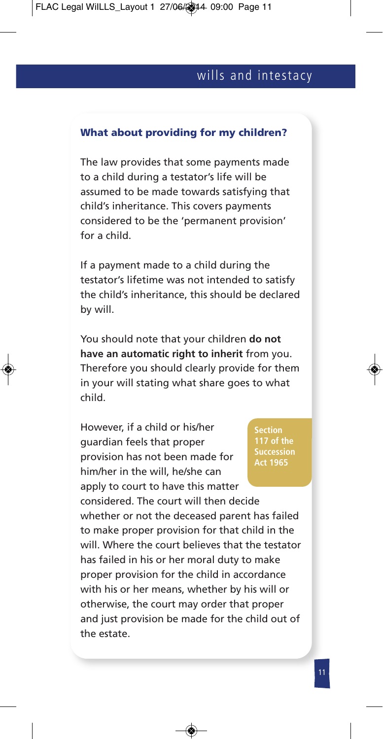## What about providing for my children?

The law provides that some payments made to a child during a testator's life will be assumed to be made towards satisfying that child's inheritance. This covers payments considered to be the 'permanent provision' for a child.

If a payment made to a child during the testator's lifetime was not intended to satisfy the child's inheritance, this should be declared by will.

You should note that your children **do not have an automatic right to inherit** from you. Therefore you should clearly provide for them in your will stating what share goes to what child.

**Section 117 of the Succession Act 1965**

However, if a child or his/her guardian feels that proper provision has not been made for him/her in the will, he/she can apply to court to have this matter considered. The court will then decide whether or not the deceased parent has failed to make proper provision for that child in the will. Where the court believes that the testator has failed in his or her moral duty to make proper provision for the child in accordance with his or her means, whether by his will or otherwise, the court may order that proper and just provision be made for the child out of the estate.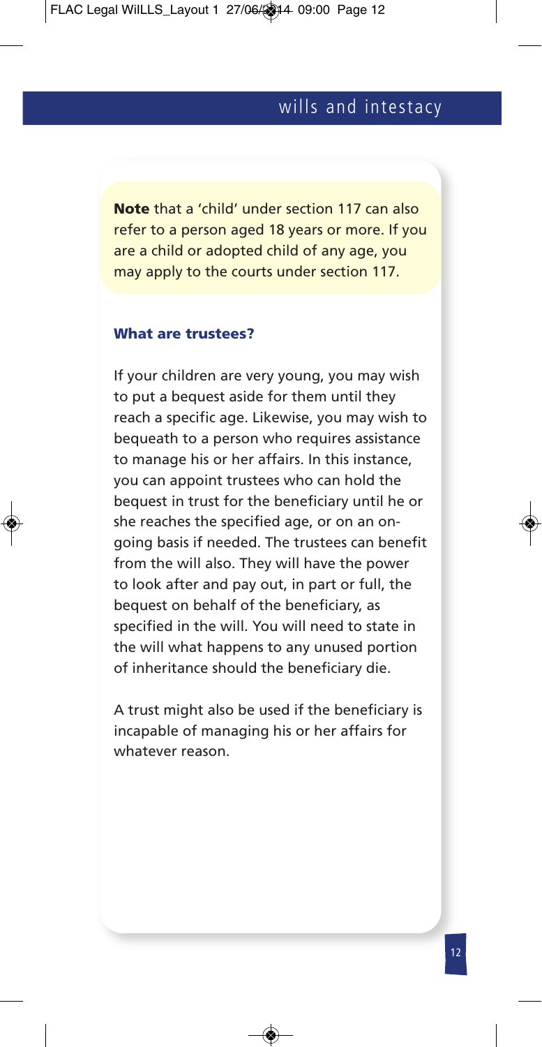**Note** that a 'child' under section 117 can also refer to a person aged 18 years or more. If you are a child or adopted child of any age, you may apply to the courts under section 117.

### What are trustees?

If your children are very young, you may wish to put a bequest aside for them until they reach a specific age. Likewise, you may wish to bequeath to a person who requires assistance to manage his or her affairs. In this instance, you can appoint trustees who can hold the bequest in trust for the beneficiary until he or she reaches the specified age, or on an on-going basis if needed. The trustees can benefit from the will also. They will have the power to look after and pay out, in part or full, the bequest on behalf of the beneficiary, as specified in the will. You will need to state in the will what happens to any unused portion of inheritance should the beneficiary die.

A trust might also be used if the beneficiary is incapable of managing his or her affairs for whatever reason.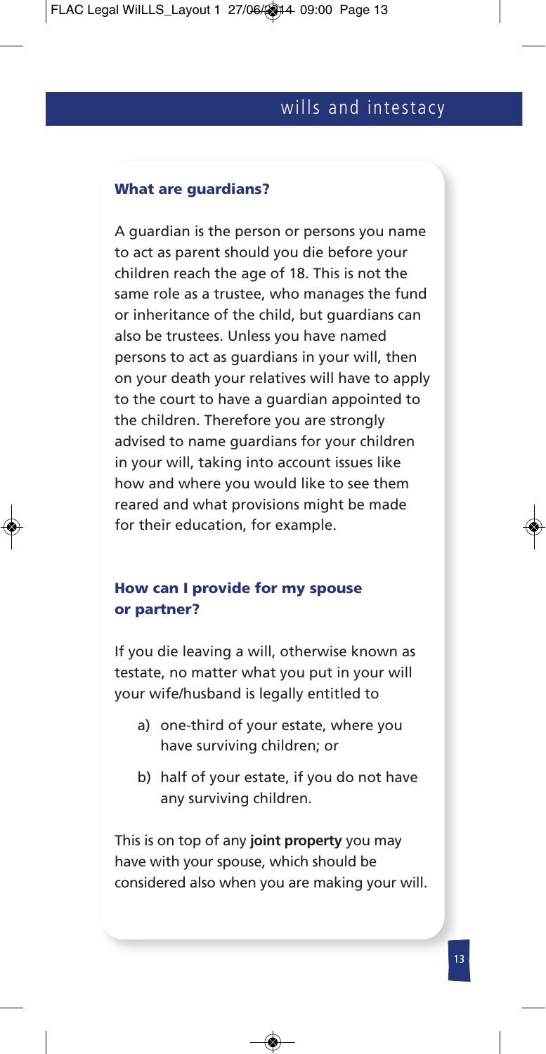## What are guardians?

A guardian is the person or persons you name to act as parent should you die before your children reach the age of 18. This is not the same role as a trustee, who manages the fund or inheritance of the child, but guardians can also be trustees. Unless you have named persons to act as guardians in your will, then on your death your relatives will have to apply to the court to have a guardian appointed to the children. Therefore you are strongly advised to name guardians for your children in your will, taking into account issues like how and where you would like to see them reared and what provisions might be made for their education, for example.

## How can I provide for my spouse or partner?

If you die leaving a will, otherwise known as testate, no matter what you put in your will your wife/husband is legally entitled to

a) one-third of your estate, where you have surviving children; or

b) half of your estate, if you do not have any surviving children.

This is on top of any **joint property** you may have with your spouse, which should be considered also when you are making your will.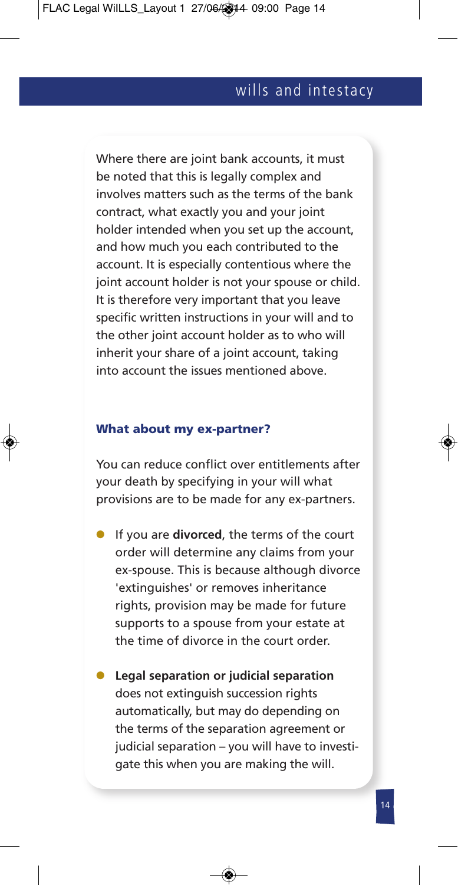Where there are joint bank accounts, it must be noted that this is legally complex and involves matters such as the terms of the bank contract, what exactly you and your joint holder intended when you set up the account, and how much you each contributed to the account. It is especially contentious where the joint account holder is not your spouse or child. It is therefore very important that you leave specific written instructions in your will and to the other joint account holder as to who will inherit your share of a joint account, taking into account the issues mentioned above.

### What about my ex-partner?

You can reduce conflict over entitlements after your death by specifying in your will what provisions are to be made for any ex-partners.

- If you are **divorced**, the terms of the court order will determine any claims from your ex-spouse. This is because although divorce 'extinguishes' or removes inheritance rights, provision may be made for future supports to a spouse from your estate at the time of divorce in the court order.
- **Legal separation or judicial separation** does not extinguish succession rights automatically, but may do depending on the terms of the separation agreement or judicial separation – you will have to investigate this when you are making the will.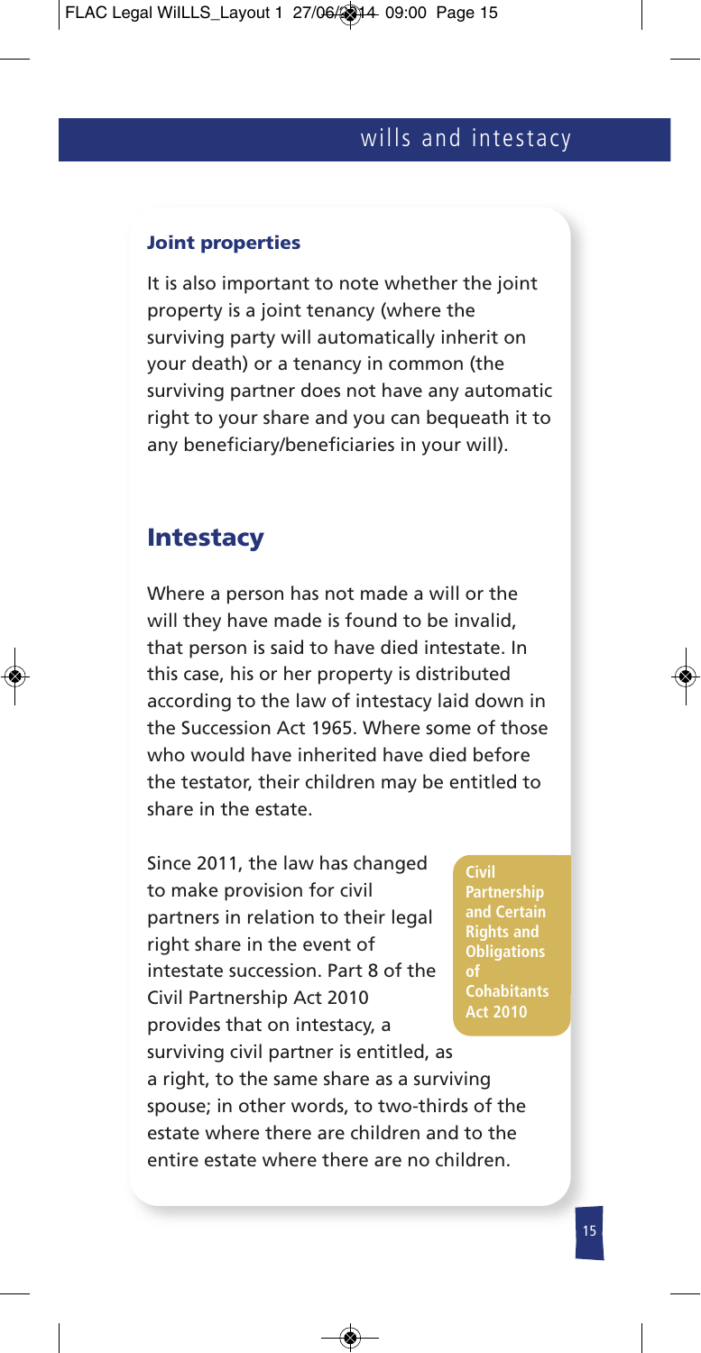#### Joint properties

It is also important to note whether the joint property is a joint tenancy (where the surviving party will automatically inherit on your death) or a tenancy in common (the surviving partner does not have any automatic right to your share and you can bequeath it to any beneficiary/beneficiaries in your will).

## Intestacy

Where a person has not made a will or the will they have made is found to be invalid, that person is said to have died intestate. In this case, his or her property is distributed according to the law of intestacy laid down in the Succession Act 1965. Where some of those who would have inherited have died before the testator, their children may be entitled to share in the estate.

**Civil Partnership and Certain Rights and Obligations of Cohabitants Act 2010**

Since 2011, the law has changed to make provision for civil partners in relation to their legal right share in the event of intestate succession. Part 8 of the Civil Partnership Act 2010 provides that on intestacy, a surviving civil partner is entitled, as a right, to the same share as a surviving spouse; in other words, to two-thirds of the estate where there are children and to the entire estate where there are no children.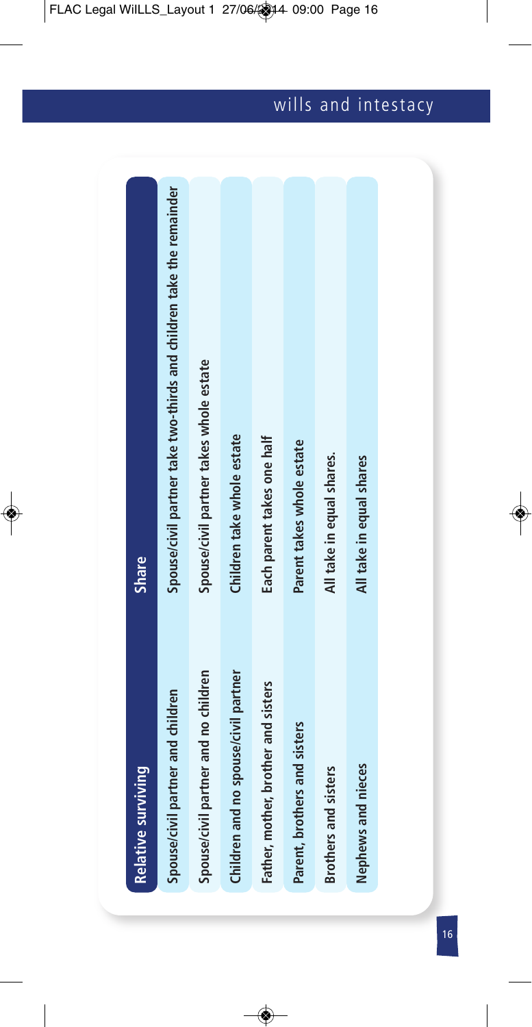| Relative surviving | Share |
|---|---|
| Spouse/civil partner and children | Spouse/civil partner take two-thirds and children take the remainder |
| Spouse/civil partner and no children | Spouse/civil partner takes whole estate |
| Children and no spouse/civil partner | Children take whole estate |
| Father, mother, brother and sisters | Each parent takes one half |
| Parent, brothers and sisters | Parent takes whole estate |
| Brothers and sisters | All take in equal shares. |
| Nephews and nieces | All take in equal shares |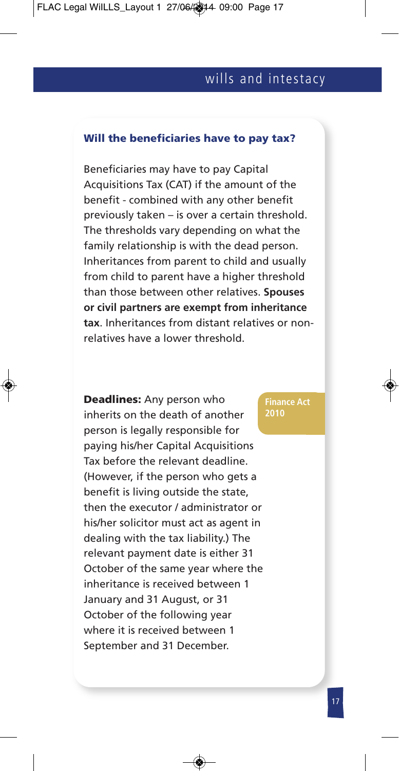## Will the beneficiaries have to pay tax?

Beneficiaries may have to pay Capital Acquisitions Tax (CAT) if the amount of the benefit - combined with any other benefit previously taken – is over a certain threshold. The thresholds vary depending on what the family relationship is with the dead person. Inheritances from parent to child and usually from child to parent have a higher threshold than those between other relatives. **Spouses or civil partners are exempt from inheritance tax**. Inheritances from distant relatives or non-relatives have a lower threshold.

**Finance Act 2010**

**Deadlines:** Any person who inherits on the death of another person is legally responsible for paying his/her Capital Acquisitions Tax before the relevant deadline. (However, if the person who gets a benefit is living outside the state, then the executor / administrator or his/her solicitor must act as agent in dealing with the tax liability.) The relevant payment date is either 31 October of the same year where the inheritance is received between 1 January and 31 August, or 31 October of the following year where it is received between 1 September and 31 December.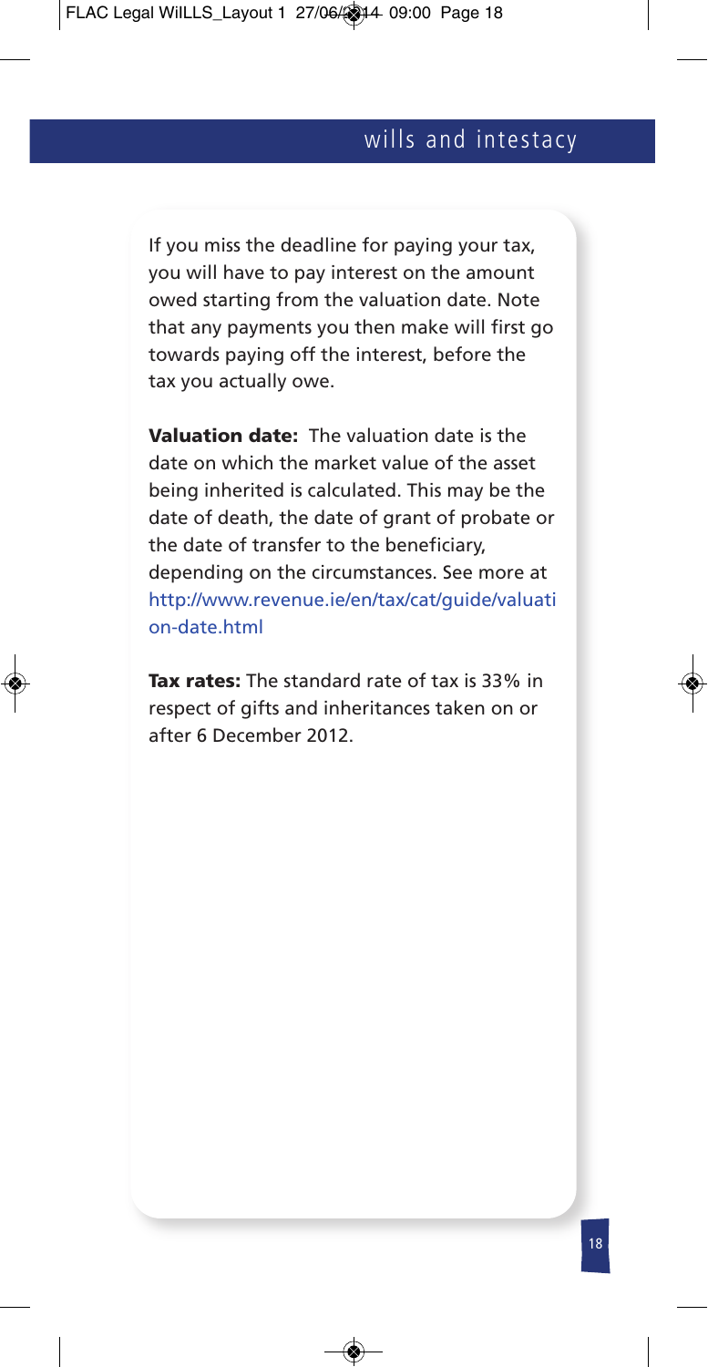If you miss the deadline for paying your tax, you will have to pay interest on the amount owed starting from the valuation date. Note that any payments you then make will first go towards paying off the interest, before the tax you actually owe.

**Valuation date:** The valuation date is the date on which the market value of the asset being inherited is calculated. This may be the date of death, the date of grant of probate or the date of transfer to the beneficiary, depending on the circumstances. See more at http://www.revenue.ie/en/tax/cat/guide/valuation-date.html

**Tax rates:** The standard rate of tax is 33% in respect of gifts and inheritances taken on or after 6 December 2012.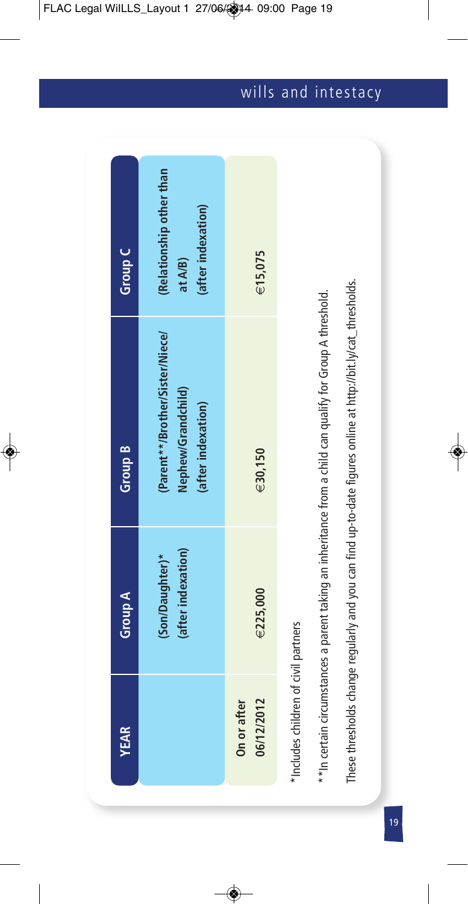| YEAR | Group A | Group B | Group C |
|---|---|---|---|
| | (Son/Daughter)* (after indexation) | (Parent**/Brother/Sister/Niece/ Nephew/Grandchild) (after indexation) | (Relationship other than at A/B) (after indexation) |
| On or after 06/12/2012 | €225,000 | €30,150 | €15,075 |

*Includes children of civil partners

**In certain circumstances a parent taking an inheritance from a child can qualify for Group A threshold.

These thresholds change regularly and you can find up-to-date figures online at http://bit.ly/cat_thresholds.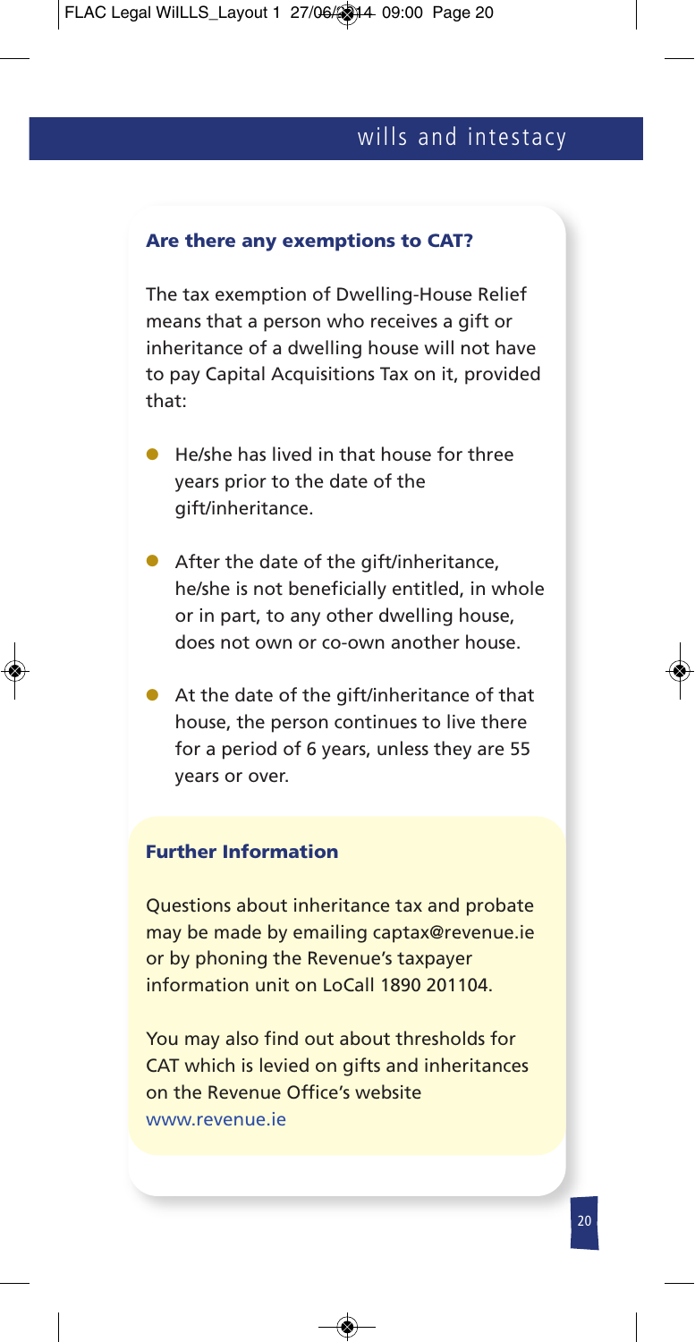### Are there any exemptions to CAT?

The tax exemption of Dwelling-House Relief means that a person who receives a gift or inheritance of a dwelling house will not have to pay Capital Acquisitions Tax on it, provided that:

- He/she has lived in that house for three years prior to the date of the gift/inheritance.
- After the date of the gift/inheritance, he/she is not beneficially entitled, in whole or in part, to any other dwelling house, does not own or co-own another house.
- At the date of the gift/inheritance of that house, the person continues to live there for a period of 6 years, unless they are 55 years or over.

### Further Information

Questions about inheritance tax and probate may be made by emailing captax@revenue.ie or by phoning the Revenue's taxpayer information unit on LoCall 1890 201104.

You may also find out about thresholds for CAT which is levied on gifts and inheritances on the Revenue Office's website www.revenue.ie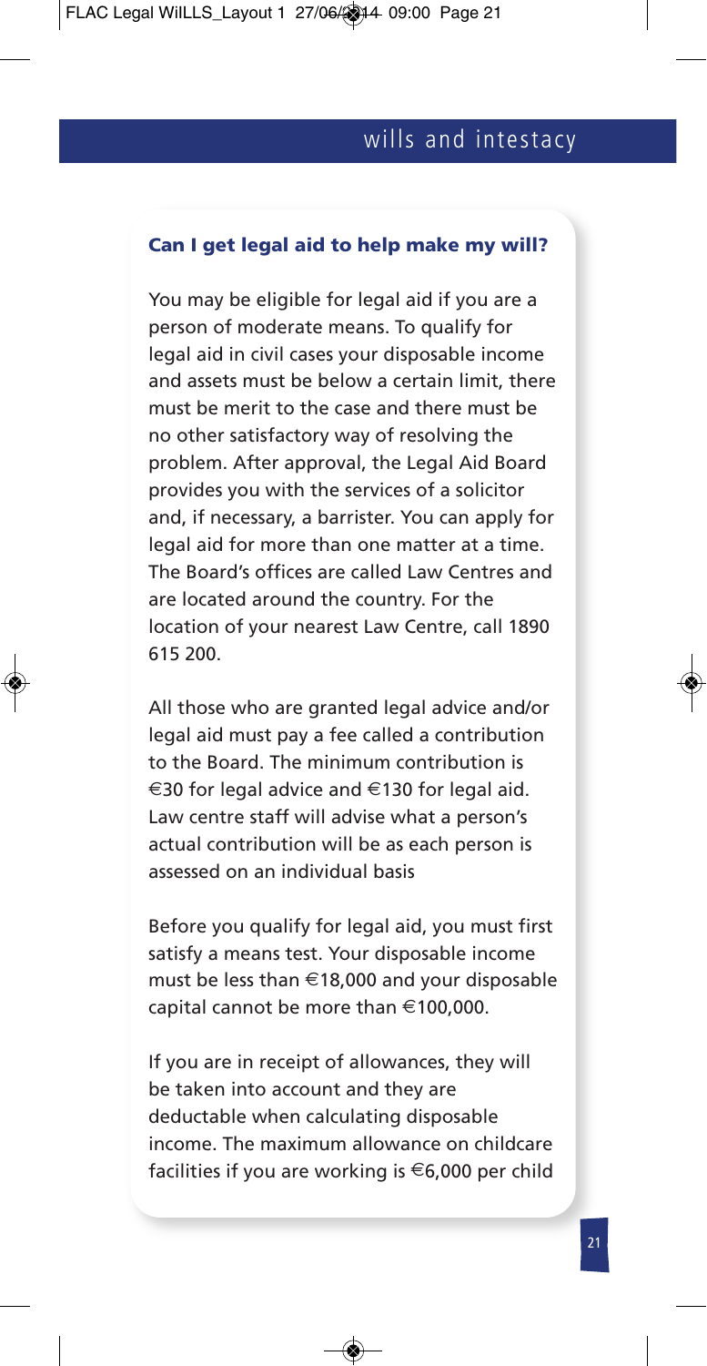## Can I get legal aid to help make my will?

You may be eligible for legal aid if you are a person of moderate means. To qualify for legal aid in civil cases your disposable income and assets must be below a certain limit, there must be merit to the case and there must be no other satisfactory way of resolving the problem. After approval, the Legal Aid Board provides you with the services of a solicitor and, if necessary, a barrister. You can apply for legal aid for more than one matter at a time. The Board's offices are called Law Centres and are located around the country. For the location of your nearest Law Centre, call 1890 615 200.

All those who are granted legal advice and/or legal aid must pay a fee called a contribution to the Board. The minimum contribution is €30 for legal advice and €130 for legal aid. Law centre staff will advise what a person's actual contribution will be as each person is assessed on an individual basis

Before you qualify for legal aid, you must first satisfy a means test. Your disposable income must be less than €18,000 and your disposable capital cannot be more than €100,000.

If you are in receipt of allowances, they will be taken into account and they are deductable when calculating disposable income. The maximum allowance on childcare facilities if you are working is €6,000 per child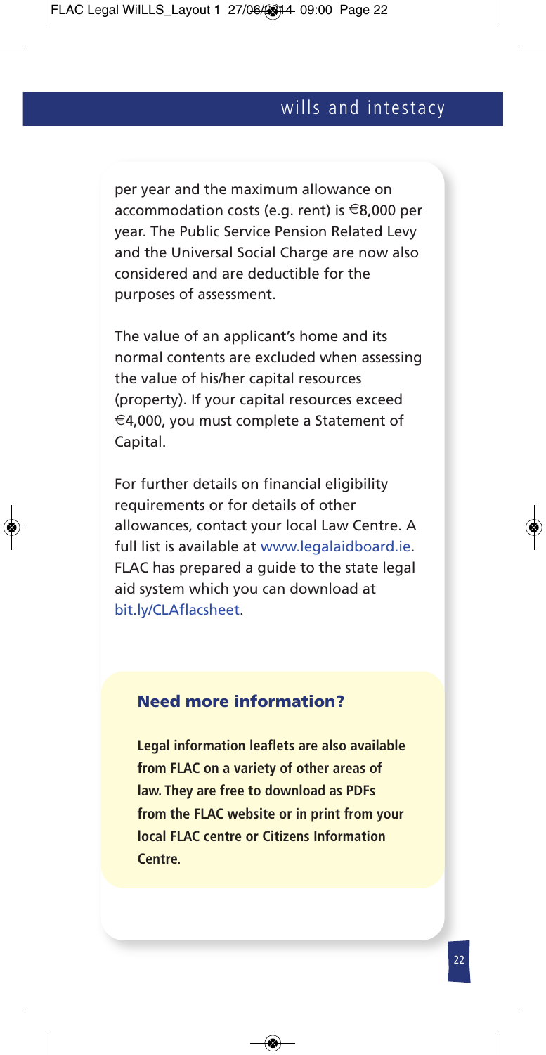per year and the maximum allowance on accommodation costs (e.g. rent) is €8,000 per year. The Public Service Pension Related Levy and the Universal Social Charge are now also considered and are deductible for the purposes of assessment.

The value of an applicant's home and its normal contents are excluded when assessing the value of his/her capital resources (property). If your capital resources exceed €4,000, you must complete a Statement of Capital.

For further details on financial eligibility requirements or for details of other allowances, contact your local Law Centre. A full list is available at www.legalaidboard.ie. FLAC has prepared a guide to the state legal aid system which you can download at bit.ly/CLAflacsheet.

## Need more information?

**Legal information leaflets are also available from FLAC on a variety of other areas of law. They are free to download as PDFs from the FLAC website or in print from your local FLAC centre or Citizens Information Centre.**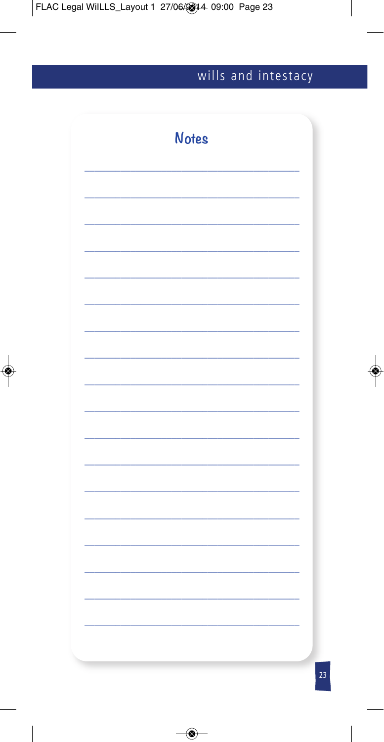## Notes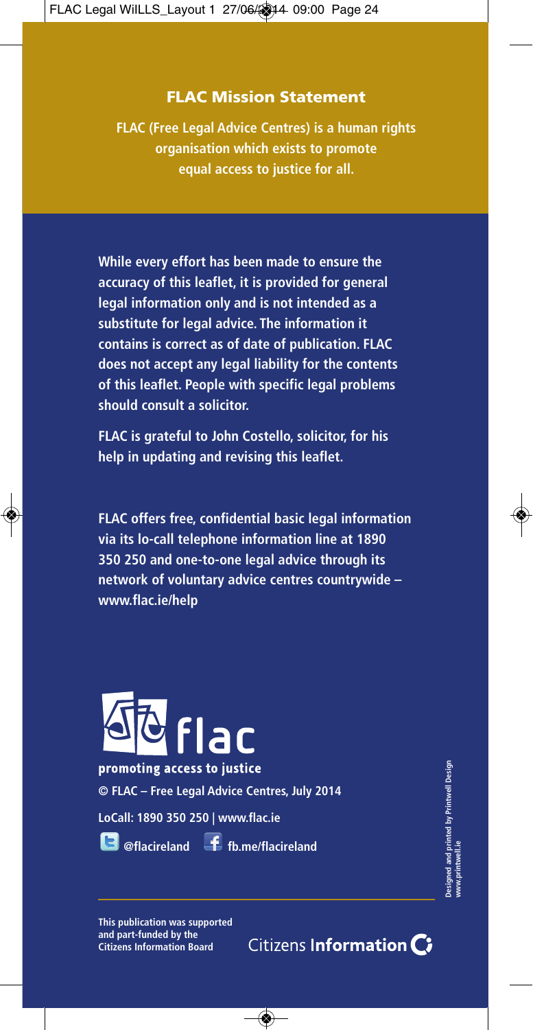## FLAC Mission Statement

**FLAC (Free Legal Advice Centres) is a human rights organisation which exists to promote equal access to justice for all.**

**While every effort has been made to ensure the accuracy of this leaflet, it is provided for general legal information only and is not intended as a substitute for legal advice. The information it contains is correct as of date of publication. FLAC does not accept any legal liability for the contents of this leaflet. People with specific legal problems should consult a solicitor.**

**FLAC is grateful to John Costello, solicitor, for his help in updating and revising this leaflet.**

**FLAC offers free, confidential basic legal information via its lo-call telephone information line at 1890 350 250 and one-to-one legal advice through its network of voluntary advice centres countrywide – www.flac.ie/help**

flac

promoting access to justice

**© FLAC – Free Legal Advice Centres, July 2014**

**LoCall: 1890 350 250 | www.flac.ie**

**@flacireland** **fb.me/flacireland**

Designed and printed by Printwell Design www.printwell.ie

**This publication was supported and part-funded by the Citizens Information Board**

Citizens Information